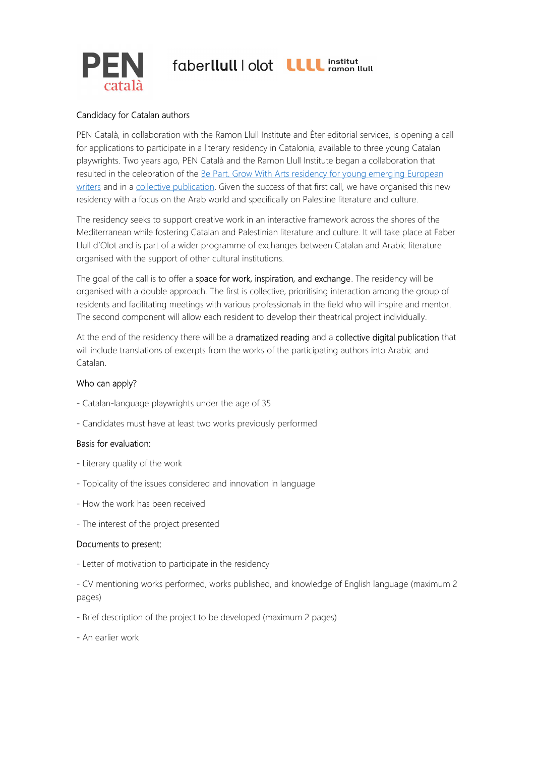## Candidacy for Catalan authors

PEN Català, in collaboration with the Ramon Llull Institute and Èter editorial services, is opening a call for applications to participate in a literary residency in Catalonia, available to three young Catalan playwrights. Two years ago, PEN Català and the Ramon Llull Institute began a collaboration that resulted in the celebration of the [Be Part. Grow With Arts residency for young emerging European writers]() and in a [collective publication](). Given the success of that first call, we have organised this new residency with a focus on the Arab world and specifically on Palestine literature and culture.

The residency seeks to support creative work in an interactive framework across the shores of the Mediterranean while fostering Catalan and Palestinian literature and culture. It will take place at Faber Llull d'Olot and is part of a wider programme of exchanges between Catalan and Arabic literature organised with the support of other cultural institutions.

The goal of the call is to offer a space for work, inspiration, and exchange. The residency will be organised with a double approach. The first is collective, prioritising interaction among the group of residents and facilitating meetings with various professionals in the field who will inspire and mentor. The second component will allow each resident to develop their theatrical project individually.

At the end of the residency there will be a dramatized reading and a collective digital publication that will include translations of excerpts from the works of the participating authors into Arabic and Catalan.

### Who can apply?

- Catalan-language playwrights under the age of 35
- Candidates must have at least two works previously performed

### Basis for evaluation:

- Literary quality of the work
- Topicality of the issues considered and innovation in language
- How the work has been received
- The interest of the project presented

### Documents to present:

- Letter of motivation to participate in the residency
- CV mentioning works performed, works published, and knowledge of English language (maximum 2 pages)
- Brief description of the project to be developed (maximum 2 pages)
- An earlier work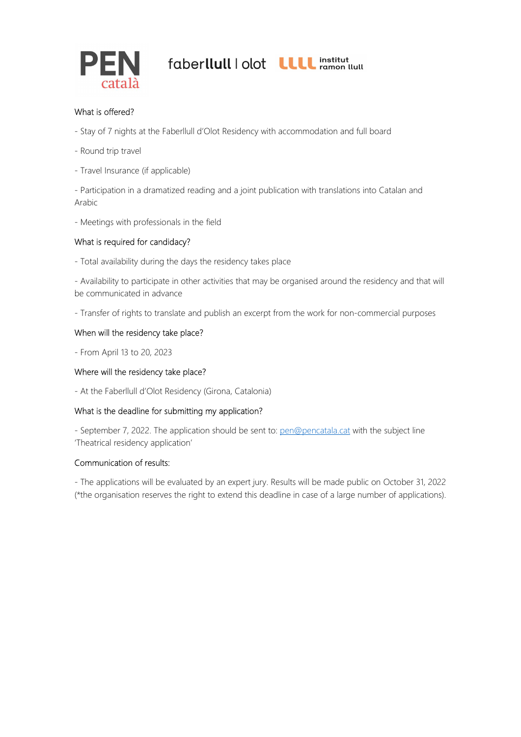What is offered?

- Stay of 7 nights at the Faberllull d'Olot Residency with accommodation and full board

- Round trip travel

- Travel Insurance (if applicable)

- Participation in a dramatized reading and a joint publication with translations into Catalan and Arabic

- Meetings with professionals in the field

What is required for candidacy?

- Total availability during the days the residency takes place

- Availability to participate in other activities that may be organised around the residency and that will be communicated in advance

- Transfer of rights to translate and publish an excerpt from the work for non-commercial purposes

When will the residency take place?

- From April 13 to 20, 2023

Where will the residency take place?

- At the Faberllull d'Olot Residency (Girona, Catalonia)

What is the deadline for submitting my application?

- September 7, 2022. The application should be sent to: pen@pencatala.cat with the subject line 'Theatrical residency application'

Communication of results:

- The applications will be evaluated by an expert jury. Results will be made public on October 31, 2022 (*the organisation reserves the right to extend this deadline in case of a large number of applications).